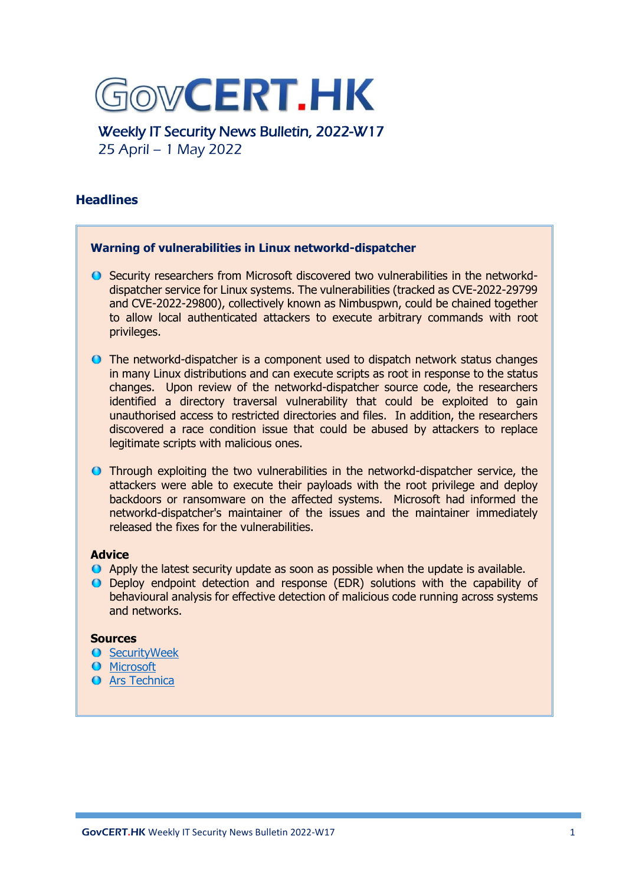# GovCERT.HK

Weekly IT Security News Bulletin, 2022-W17
25 April – 1 May 2022

## Headlines

### Warning of vulnerabilities in Linux networkd-dispatcher

- Security researchers from Microsoft discovered two vulnerabilities in the networkd-dispatcher service for Linux systems. The vulnerabilities (tracked as CVE-2022-29799 and CVE-2022-29800), collectively known as Nimbuspwn, could be chained together to allow local authenticated attackers to execute arbitrary commands with root privileges.
- The networkd-dispatcher is a component used to dispatch network status changes in many Linux distributions and can execute scripts as root in response to the status changes. Upon review of the networkd-dispatcher source code, the researchers identified a directory traversal vulnerability that could be exploited to gain unauthorised access to restricted directories and files. In addition, the researchers discovered a race condition issue that could be abused by attackers to replace legitimate scripts with malicious ones.
- Through exploiting the two vulnerabilities in the networkd-dispatcher service, the attackers were able to execute their payloads with the root privilege and deploy backdoors or ransomware on the affected systems. Microsoft had informed the networkd-dispatcher's maintainer of the issues and the maintainer immediately released the fixes for the vulnerabilities.

**Advice**

- Apply the latest security update as soon as possible when the update is available.
- Deploy endpoint detection and response (EDR) solutions with the capability of behavioural analysis for effective detection of malicious code running across systems and networks.

**Sources**

- SecurityWeek
- Microsoft
- Ars Technica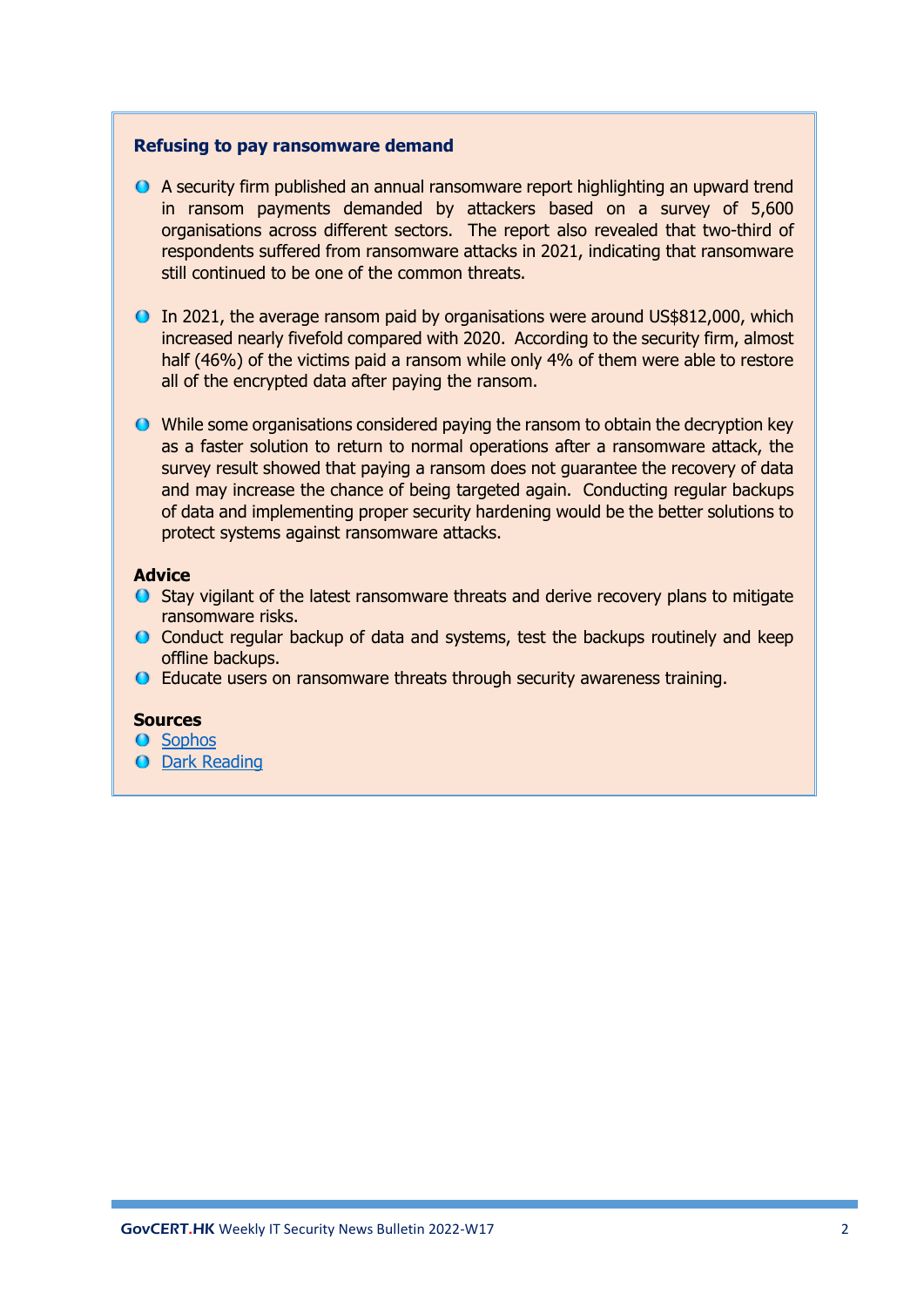### Refusing to pay ransomware demand

- A security firm published an annual ransomware report highlighting an upward trend in ransom payments demanded by attackers based on a survey of 5,600 organisations across different sectors. The report also revealed that two-third of respondents suffered from ransomware attacks in 2021, indicating that ransomware still continued to be one of the common threats.

- In 2021, the average ransom paid by organisations were around US$812,000, which increased nearly fivefold compared with 2020. According to the security firm, almost half (46%) of the victims paid a ransom while only 4% of them were able to restore all of the encrypted data after paying the ransom.

- While some organisations considered paying the ransom to obtain the decryption key as a faster solution to return to normal operations after a ransomware attack, the survey result showed that paying a ransom does not guarantee the recovery of data and may increase the chance of being targeted again. Conducting regular backups of data and implementing proper security hardening would be the better solutions to protect systems against ransomware attacks.

**Advice**

- Stay vigilant of the latest ransomware threats and derive recovery plans to mitigate ransomware risks.
- Conduct regular backup of data and systems, test the backups routinely and keep offline backups.
- Educate users on ransomware threats through security awareness training.

**Sources**

- Sophos
- Dark Reading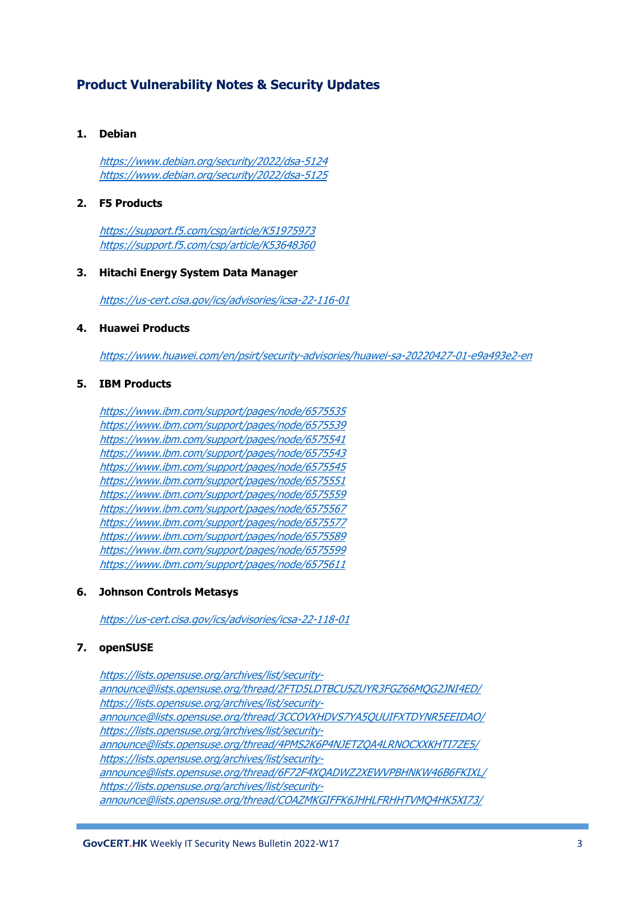## Product Vulnerability Notes & Security Updates

1. **Debian**

   https://www.debian.org/security/2022/dsa-5124
   https://www.debian.org/security/2022/dsa-5125

2. **F5 Products**

   https://support.f5.com/csp/article/K51975973
   https://support.f5.com/csp/article/K53648360

3. **Hitachi Energy System Data Manager**

   https://us-cert.cisa.gov/ics/advisories/icsa-22-116-01

4. **Huawei Products**

   https://www.huawei.com/en/psirt/security-advisories/huawei-sa-20220427-01-e9a493e2-en

5. **IBM Products**

   https://www.ibm.com/support/pages/node/6575535
   https://www.ibm.com/support/pages/node/6575539
   https://www.ibm.com/support/pages/node/6575541
   https://www.ibm.com/support/pages/node/6575543
   https://www.ibm.com/support/pages/node/6575545
   https://www.ibm.com/support/pages/node/6575551
   https://www.ibm.com/support/pages/node/6575559
   https://www.ibm.com/support/pages/node/6575567
   https://www.ibm.com/support/pages/node/6575577
   https://www.ibm.com/support/pages/node/6575589
   https://www.ibm.com/support/pages/node/6575599
   https://www.ibm.com/support/pages/node/6575611

6. **Johnson Controls Metasys**

   https://us-cert.cisa.gov/ics/advisories/icsa-22-118-01

7. **openSUSE**

   https://lists.opensuse.org/archives/list/security-announce@lists.opensuse.org/thread/2FTD5LDTBCU5ZUYR3FGZ66MQG2JNI4ED/
   https://lists.opensuse.org/archives/list/security-announce@lists.opensuse.org/thread/3CCOVXHDVS7YA5QUUIFXTDYNR5EEIDAO/
   https://lists.opensuse.org/archives/list/security-announce@lists.opensuse.org/thread/4PMS2K6P4NJETZQA4LRNOCXXKHTI7ZE5/
   https://lists.opensuse.org/archives/list/security-announce@lists.opensuse.org/thread/6F72F4XQADWZ2XEWVPBHNKW46B6FKIXL/
   https://lists.opensuse.org/archives/list/security-announce@lists.opensuse.org/thread/COAZMKGIFFK6JHHLFRHHTVMQ4HK5XI73/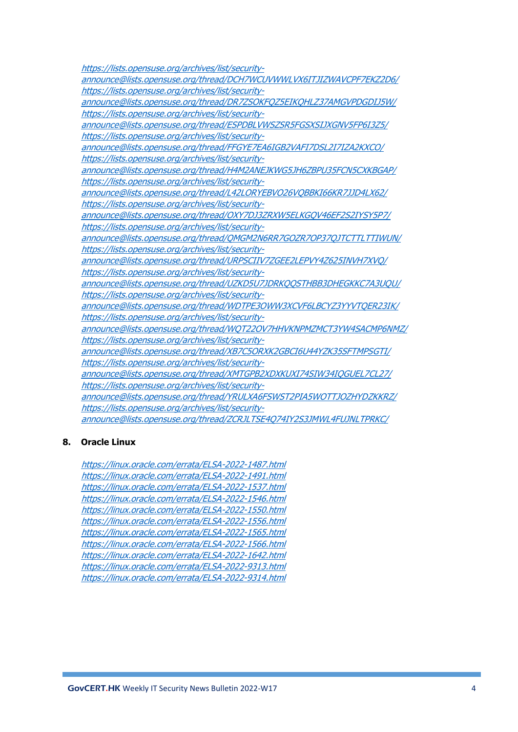https://lists.opensuse.org/archives/list/security-announce@lists.opensuse.org/thread/DCH7WCUVWWLVX6ITJIZWAVCPF7EKZ2D6/
https://lists.opensuse.org/archives/list/security-announce@lists.opensuse.org/thread/DR7ZSOKFQZ5EIKQHLZ37AMGVPDGDIJ5W/
https://lists.opensuse.org/archives/list/security-announce@lists.opensuse.org/thread/ESPDBLVWSZSR5FGSXSIJXGNV5FP6I3Z5/
https://lists.opensuse.org/archives/list/security-announce@lists.opensuse.org/thread/FFGYE7EA6IGB2VAFI7DSL2I7IZA2KXCO/
https://lists.opensuse.org/archives/list/security-announce@lists.opensuse.org/thread/H4M2ANEJKWG5JH6ZBPU35FCN5CXKBGAP/
https://lists.opensuse.org/archives/list/security-announce@lists.opensuse.org/thread/L42LORYEBVO26VQBBKI66KR7JJD4LX62/
https://lists.opensuse.org/archives/list/security-announce@lists.opensuse.org/thread/OXY7DJ3ZRXW5ELKGQV46EF2S2IYSY5P7/
https://lists.opensuse.org/archives/list/security-announce@lists.opensuse.org/thread/QMGM2N6RR7GOZR7OP37QJTCTTLTTIWUN/
https://lists.opensuse.org/archives/list/security-announce@lists.opensuse.org/thread/URPSCIIV7ZGEE2LEPVY4Z625INVH7XVQ/
https://lists.opensuse.org/archives/list/security-announce@lists.opensuse.org/thread/UZKD5U7JDRKQQSTHBB3DHEGKKC7A3UQU/
https://lists.opensuse.org/archives/list/security-announce@lists.opensuse.org/thread/WDTPE3OWW3XCVF6LBCYZ3YYVTQER23IK/
https://lists.opensuse.org/archives/list/security-announce@lists.opensuse.org/thread/WQT22OV7HHVKNPMZMCT3YW4SACMP6NMZ/
https://lists.opensuse.org/archives/list/security-announce@lists.opensuse.org/thread/XB7C5ORXK2GBCI6U44YZK35SFTMPSGTI/
https://lists.opensuse.org/archives/list/security-announce@lists.opensuse.org/thread/XMTGPB2XDXKUXI74SIW34IQGUEL7CL27/
https://lists.opensuse.org/archives/list/security-announce@lists.opensuse.org/thread/YRULXA6FSWST2PIA5WOTTJOZHYDZKKRZ/
https://lists.opensuse.org/archives/list/security-announce@lists.opensuse.org/thread/ZCRJLTSE4Q74IY2S3JMWL4FUJNLTPRKC/

## 8. Oracle Linux

https://linux.oracle.com/errata/ELSA-2022-1487.html
https://linux.oracle.com/errata/ELSA-2022-1491.html
https://linux.oracle.com/errata/ELSA-2022-1537.html
https://linux.oracle.com/errata/ELSA-2022-1546.html
https://linux.oracle.com/errata/ELSA-2022-1550.html
https://linux.oracle.com/errata/ELSA-2022-1556.html
https://linux.oracle.com/errata/ELSA-2022-1565.html
https://linux.oracle.com/errata/ELSA-2022-1566.html
https://linux.oracle.com/errata/ELSA-2022-1642.html
https://linux.oracle.com/errata/ELSA-2022-9313.html
https://linux.oracle.com/errata/ELSA-2022-9314.html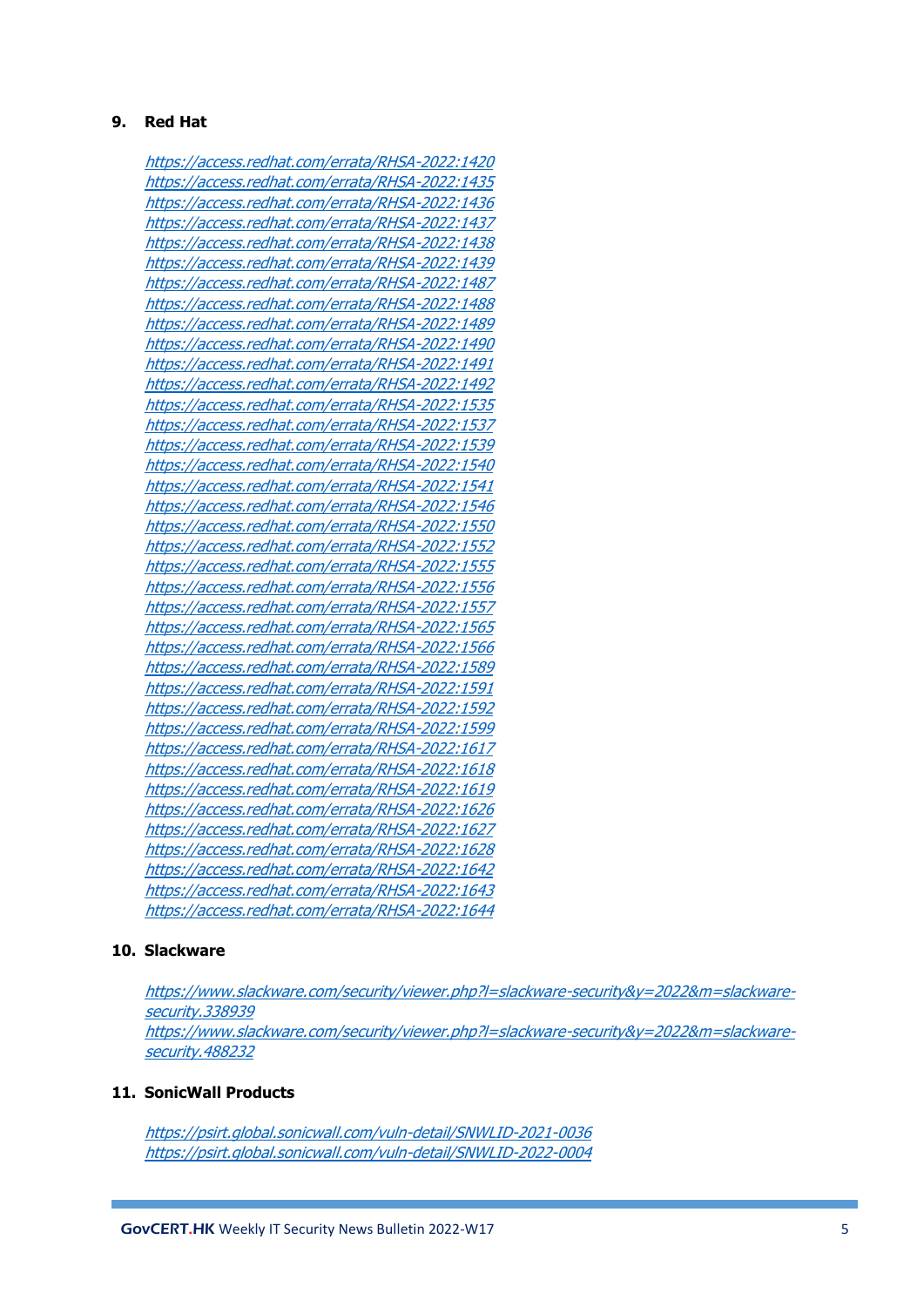## 9. Red Hat

https://access.redhat.com/errata/RHSA-2022:1420
https://access.redhat.com/errata/RHSA-2022:1435
https://access.redhat.com/errata/RHSA-2022:1436
https://access.redhat.com/errata/RHSA-2022:1437
https://access.redhat.com/errata/RHSA-2022:1438
https://access.redhat.com/errata/RHSA-2022:1439
https://access.redhat.com/errata/RHSA-2022:1487
https://access.redhat.com/errata/RHSA-2022:1488
https://access.redhat.com/errata/RHSA-2022:1489
https://access.redhat.com/errata/RHSA-2022:1490
https://access.redhat.com/errata/RHSA-2022:1491
https://access.redhat.com/errata/RHSA-2022:1492
https://access.redhat.com/errata/RHSA-2022:1535
https://access.redhat.com/errata/RHSA-2022:1537
https://access.redhat.com/errata/RHSA-2022:1539
https://access.redhat.com/errata/RHSA-2022:1540
https://access.redhat.com/errata/RHSA-2022:1541
https://access.redhat.com/errata/RHSA-2022:1546
https://access.redhat.com/errata/RHSA-2022:1550
https://access.redhat.com/errata/RHSA-2022:1552
https://access.redhat.com/errata/RHSA-2022:1555
https://access.redhat.com/errata/RHSA-2022:1556
https://access.redhat.com/errata/RHSA-2022:1557
https://access.redhat.com/errata/RHSA-2022:1565
https://access.redhat.com/errata/RHSA-2022:1566
https://access.redhat.com/errata/RHSA-2022:1589
https://access.redhat.com/errata/RHSA-2022:1591
https://access.redhat.com/errata/RHSA-2022:1592
https://access.redhat.com/errata/RHSA-2022:1599
https://access.redhat.com/errata/RHSA-2022:1617
https://access.redhat.com/errata/RHSA-2022:1618
https://access.redhat.com/errata/RHSA-2022:1619
https://access.redhat.com/errata/RHSA-2022:1626
https://access.redhat.com/errata/RHSA-2022:1627
https://access.redhat.com/errata/RHSA-2022:1628
https://access.redhat.com/errata/RHSA-2022:1642
https://access.redhat.com/errata/RHSA-2022:1643
https://access.redhat.com/errata/RHSA-2022:1644

## 10. Slackware

https://www.slackware.com/security/viewer.php?l=slackware-security&y=2022&m=slackware-security.338939
https://www.slackware.com/security/viewer.php?l=slackware-security&y=2022&m=slackware-security.488232

## 11. SonicWall Products

https://psirt.global.sonicwall.com/vuln-detail/SNWLID-2021-0036
https://psirt.global.sonicwall.com/vuln-detail/SNWLID-2022-0004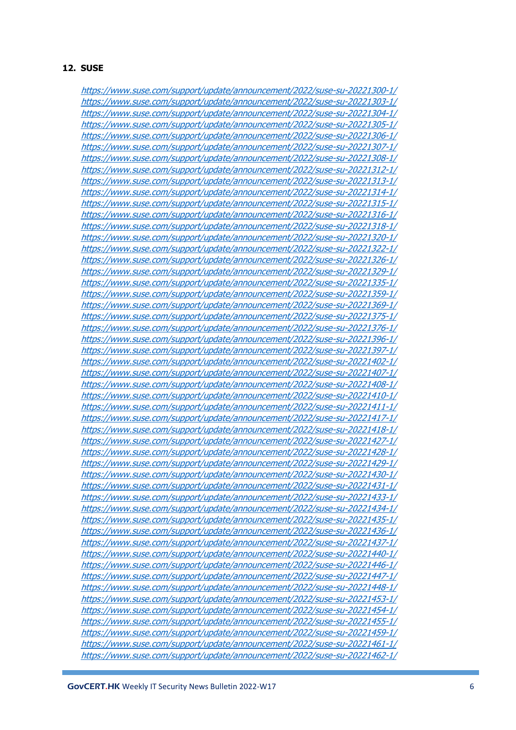## 12. SUSE

https://www.suse.com/support/update/announcement/2022/suse-su-20221300-1/
https://www.suse.com/support/update/announcement/2022/suse-su-20221303-1/
https://www.suse.com/support/update/announcement/2022/suse-su-20221304-1/
https://www.suse.com/support/update/announcement/2022/suse-su-20221305-1/
https://www.suse.com/support/update/announcement/2022/suse-su-20221306-1/
https://www.suse.com/support/update/announcement/2022/suse-su-20221307-1/
https://www.suse.com/support/update/announcement/2022/suse-su-20221308-1/
https://www.suse.com/support/update/announcement/2022/suse-su-20221312-1/
https://www.suse.com/support/update/announcement/2022/suse-su-20221313-1/
https://www.suse.com/support/update/announcement/2022/suse-su-20221314-1/
https://www.suse.com/support/update/announcement/2022/suse-su-20221315-1/
https://www.suse.com/support/update/announcement/2022/suse-su-20221316-1/
https://www.suse.com/support/update/announcement/2022/suse-su-20221318-1/
https://www.suse.com/support/update/announcement/2022/suse-su-20221320-1/
https://www.suse.com/support/update/announcement/2022/suse-su-20221322-1/
https://www.suse.com/support/update/announcement/2022/suse-su-20221326-1/
https://www.suse.com/support/update/announcement/2022/suse-su-20221329-1/
https://www.suse.com/support/update/announcement/2022/suse-su-20221335-1/
https://www.suse.com/support/update/announcement/2022/suse-su-20221359-1/
https://www.suse.com/support/update/announcement/2022/suse-su-20221369-1/
https://www.suse.com/support/update/announcement/2022/suse-su-20221375-1/
https://www.suse.com/support/update/announcement/2022/suse-su-20221376-1/
https://www.suse.com/support/update/announcement/2022/suse-su-20221396-1/
https://www.suse.com/support/update/announcement/2022/suse-su-20221397-1/
https://www.suse.com/support/update/announcement/2022/suse-su-20221402-1/
https://www.suse.com/support/update/announcement/2022/suse-su-20221407-1/
https://www.suse.com/support/update/announcement/2022/suse-su-20221408-1/
https://www.suse.com/support/update/announcement/2022/suse-su-20221410-1/
https://www.suse.com/support/update/announcement/2022/suse-su-20221411-1/
https://www.suse.com/support/update/announcement/2022/suse-su-20221417-1/
https://www.suse.com/support/update/announcement/2022/suse-su-20221418-1/
https://www.suse.com/support/update/announcement/2022/suse-su-20221427-1/
https://www.suse.com/support/update/announcement/2022/suse-su-20221428-1/
https://www.suse.com/support/update/announcement/2022/suse-su-20221429-1/
https://www.suse.com/support/update/announcement/2022/suse-su-20221430-1/
https://www.suse.com/support/update/announcement/2022/suse-su-20221431-1/
https://www.suse.com/support/update/announcement/2022/suse-su-20221433-1/
https://www.suse.com/support/update/announcement/2022/suse-su-20221434-1/
https://www.suse.com/support/update/announcement/2022/suse-su-20221435-1/
https://www.suse.com/support/update/announcement/2022/suse-su-20221436-1/
https://www.suse.com/support/update/announcement/2022/suse-su-20221437-1/
https://www.suse.com/support/update/announcement/2022/suse-su-20221440-1/
https://www.suse.com/support/update/announcement/2022/suse-su-20221446-1/
https://www.suse.com/support/update/announcement/2022/suse-su-20221447-1/
https://www.suse.com/support/update/announcement/2022/suse-su-20221448-1/
https://www.suse.com/support/update/announcement/2022/suse-su-20221453-1/
https://www.suse.com/support/update/announcement/2022/suse-su-20221454-1/
https://www.suse.com/support/update/announcement/2022/suse-su-20221455-1/
https://www.suse.com/support/update/announcement/2022/suse-su-20221459-1/
https://www.suse.com/support/update/announcement/2022/suse-su-20221461-1/
https://www.suse.com/support/update/announcement/2022/suse-su-20221462-1/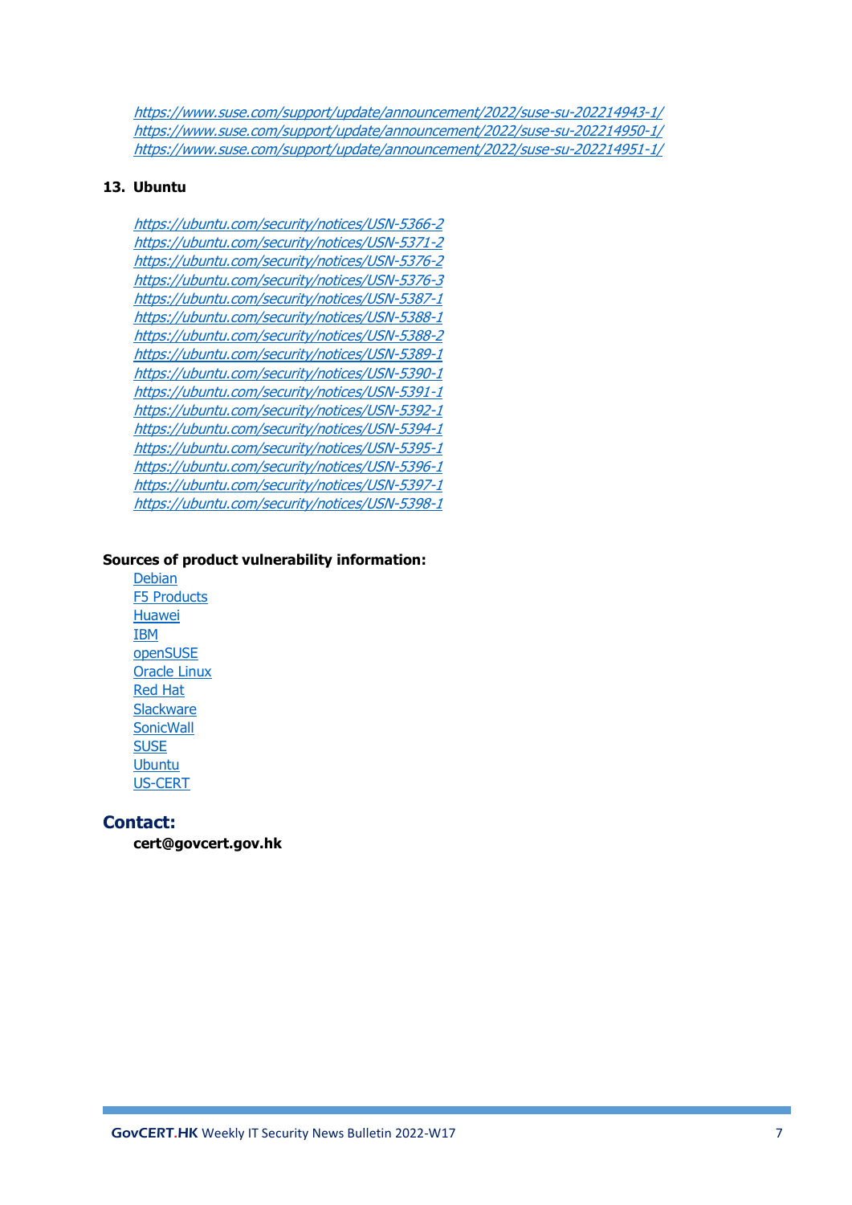https://www.suse.com/support/update/announcement/2022/suse-su-202214943-1/
https://www.suse.com/support/update/announcement/2022/suse-su-202214950-1/
https://www.suse.com/support/update/announcement/2022/suse-su-202214951-1/

**13. Ubuntu**

https://ubuntu.com/security/notices/USN-5366-2
https://ubuntu.com/security/notices/USN-5371-2
https://ubuntu.com/security/notices/USN-5376-2
https://ubuntu.com/security/notices/USN-5376-3
https://ubuntu.com/security/notices/USN-5387-1
https://ubuntu.com/security/notices/USN-5388-1
https://ubuntu.com/security/notices/USN-5388-2
https://ubuntu.com/security/notices/USN-5389-1
https://ubuntu.com/security/notices/USN-5390-1
https://ubuntu.com/security/notices/USN-5391-1
https://ubuntu.com/security/notices/USN-5392-1
https://ubuntu.com/security/notices/USN-5394-1
https://ubuntu.com/security/notices/USN-5395-1
https://ubuntu.com/security/notices/USN-5396-1
https://ubuntu.com/security/notices/USN-5397-1
https://ubuntu.com/security/notices/USN-5398-1

**Sources of product vulnerability information:**

Debian
F5 Products
Huawei
IBM
openSUSE
Oracle Linux
Red Hat
Slackware
SonicWall
SUSE
Ubuntu
US-CERT

## Contact:

**cert@govcert.gov.hk**